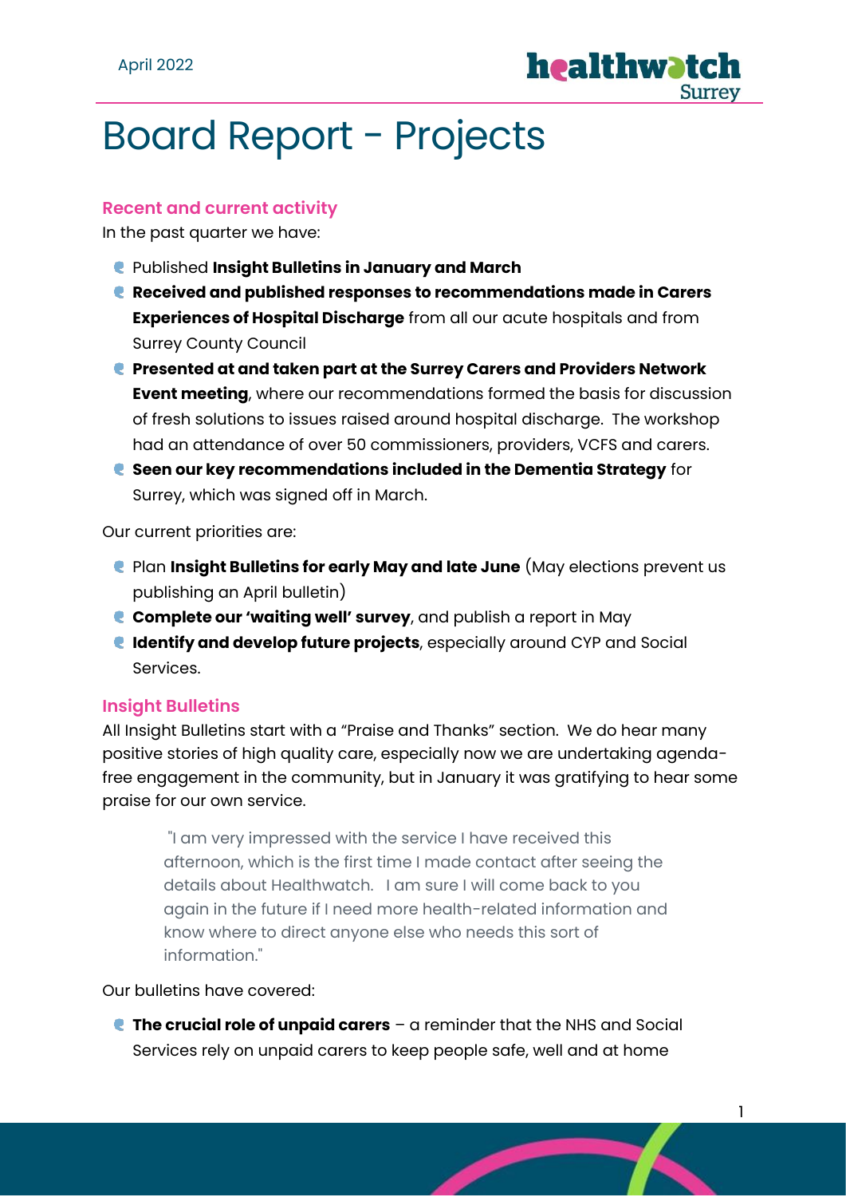April 2022

# Board Report - Projects

## Recent and current activity

In the past quarter we have:

- Published **Insight Bulletins in January and March**
- **Received and published responses to recommendations made in Carers Experiences of Hospital Discharge** from all our acute hospitals and from Surrey County Council
- **Presented at and taken part at the Surrey Carers and Providers Network Event meeting**, where our recommendations formed the basis for discussion of fresh solutions to issues raised around hospital discharge. The workshop had an attendance of over 50 commissioners, providers, VCFS and carers.
- **Seen our key recommendations included in the Dementia Strategy** for Surrey, which was signed off in March.

Our current priorities are:

- Plan **Insight Bulletins for early May and late June** (May elections prevent us publishing an April bulletin)
- **Complete our 'waiting well' survey**, and publish a report in May
- **Identify and develop future projects**, especially around CYP and Social Services.

## Insight Bulletins

All Insight Bulletins start with a "Praise and Thanks" section. We do hear many positive stories of high quality care, especially now we are undertaking agenda-free engagement in the community, but in January it was gratifying to hear some praise for our own service.

> "I am very impressed with the service I have received this afternoon, which is the first time I made contact after seeing the details about Healthwatch. I am sure I will come back to you again in the future if I need more health-related information and know where to direct anyone else who needs this sort of information."

Our bulletins have covered:

- **The crucial role of unpaid carers** – a reminder that the NHS and Social Services rely on unpaid carers to keep people safe, well and at home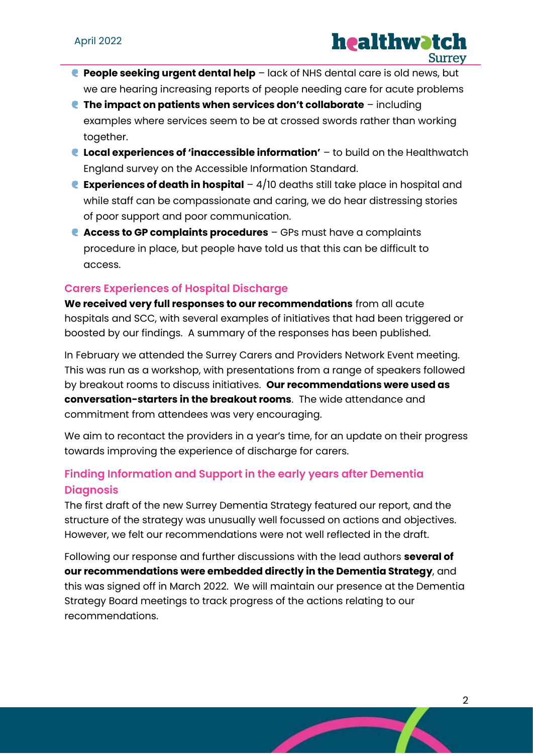- **People seeking urgent dental help** – lack of NHS dental care is old news, but we are hearing increasing reports of people needing care for acute problems
- **The impact on patients when services don't collaborate** – including examples where services seem to be at crossed swords rather than working together.
- **Local experiences of 'inaccessible information'** – to build on the Healthwatch England survey on the Accessible Information Standard.
- **Experiences of death in hospital** – 4/10 deaths still take place in hospital and while staff can be compassionate and caring, we do hear distressing stories of poor support and poor communication.
- **Access to GP complaints procedures** – GPs must have a complaints procedure in place, but people have told us that this can be difficult to access.

## Carers Experiences of Hospital Discharge

**We received very full responses to our recommendations** from all acute hospitals and SCC, with several examples of initiatives that had been triggered or boosted by our findings. A summary of the responses has been published.

In February we attended the Surrey Carers and Providers Network Event meeting. This was run as a workshop, with presentations from a range of speakers followed by breakout rooms to discuss initiatives. **Our recommendations were used as conversation-starters in the breakout rooms**. The wide attendance and commitment from attendees was very encouraging.

We aim to recontact the providers in a year's time, for an update on their progress towards improving the experience of discharge for carers.

## Finding Information and Support in the early years after Dementia Diagnosis

The first draft of the new Surrey Dementia Strategy featured our report, and the structure of the strategy was unusually well focussed on actions and objectives. However, we felt our recommendations were not well reflected in the draft.

Following our response and further discussions with the lead authors **several of our recommendations were embedded directly in the Dementia Strategy**, and this was signed off in March 2022. We will maintain our presence at the Dementia Strategy Board meetings to track progress of the actions relating to our recommendations.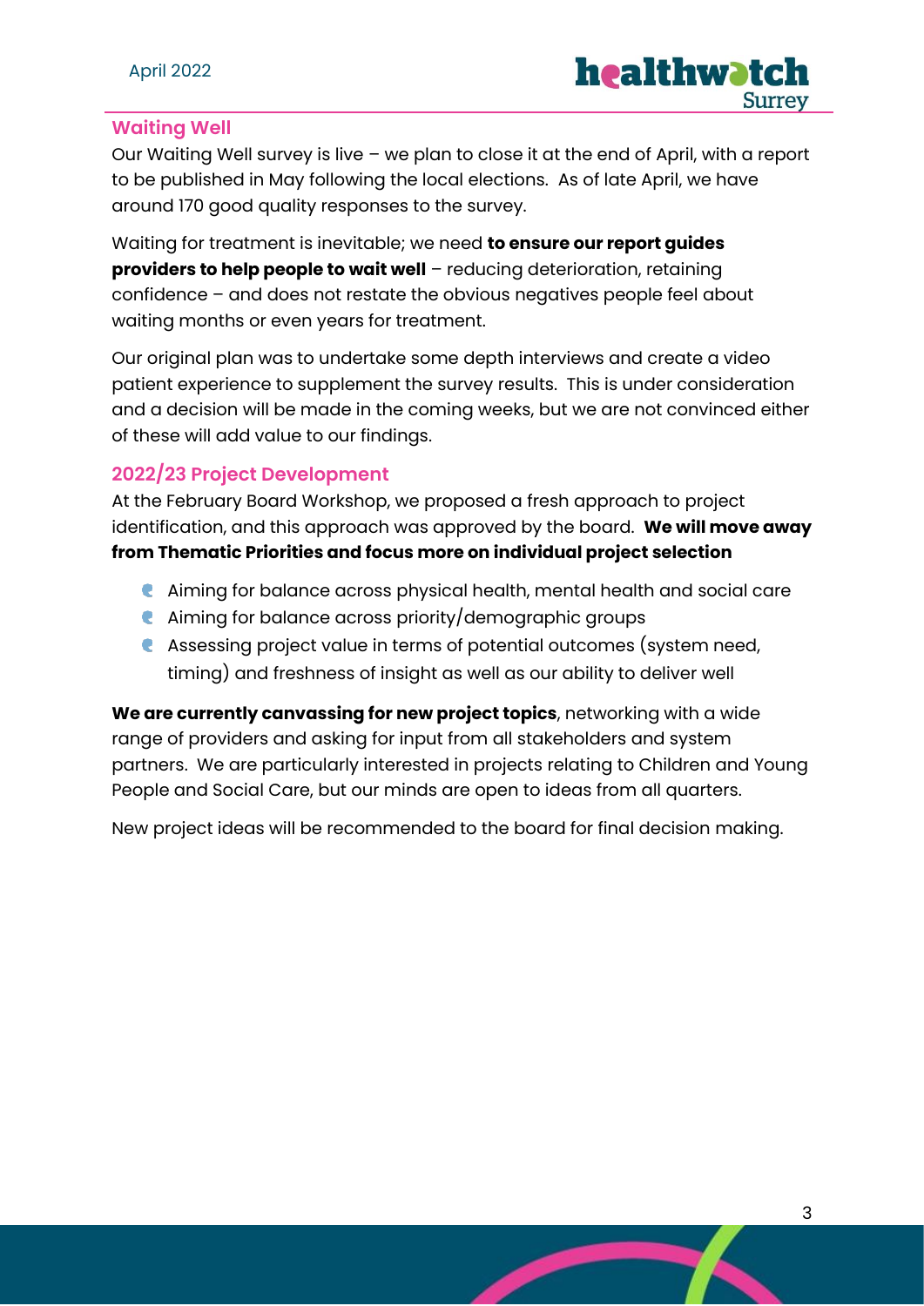## Waiting Well

Our Waiting Well survey is live – we plan to close it at the end of April, with a report to be published in May following the local elections. As of late April, we have around 170 good quality responses to the survey.

Waiting for treatment is inevitable; we need **to ensure our report guides providers to help people to wait well** – reducing deterioration, retaining confidence – and does not restate the obvious negatives people feel about waiting months or even years for treatment.

Our original plan was to undertake some depth interviews and create a video patient experience to supplement the survey results. This is under consideration and a decision will be made in the coming weeks, but we are not convinced either of these will add value to our findings.

## 2022/23 Project Development

At the February Board Workshop, we proposed a fresh approach to project identification, and this approach was approved by the board. **We will move away from Thematic Priorities and focus more on individual project selection**

- Aiming for balance across physical health, mental health and social care
- Aiming for balance across priority/demographic groups
- Assessing project value in terms of potential outcomes (system need, timing) and freshness of insight as well as our ability to deliver well

**We are currently canvassing for new project topics**, networking with a wide range of providers and asking for input from all stakeholders and system partners. We are particularly interested in projects relating to Children and Young People and Social Care, but our minds are open to ideas from all quarters.

New project ideas will be recommended to the board for final decision making.